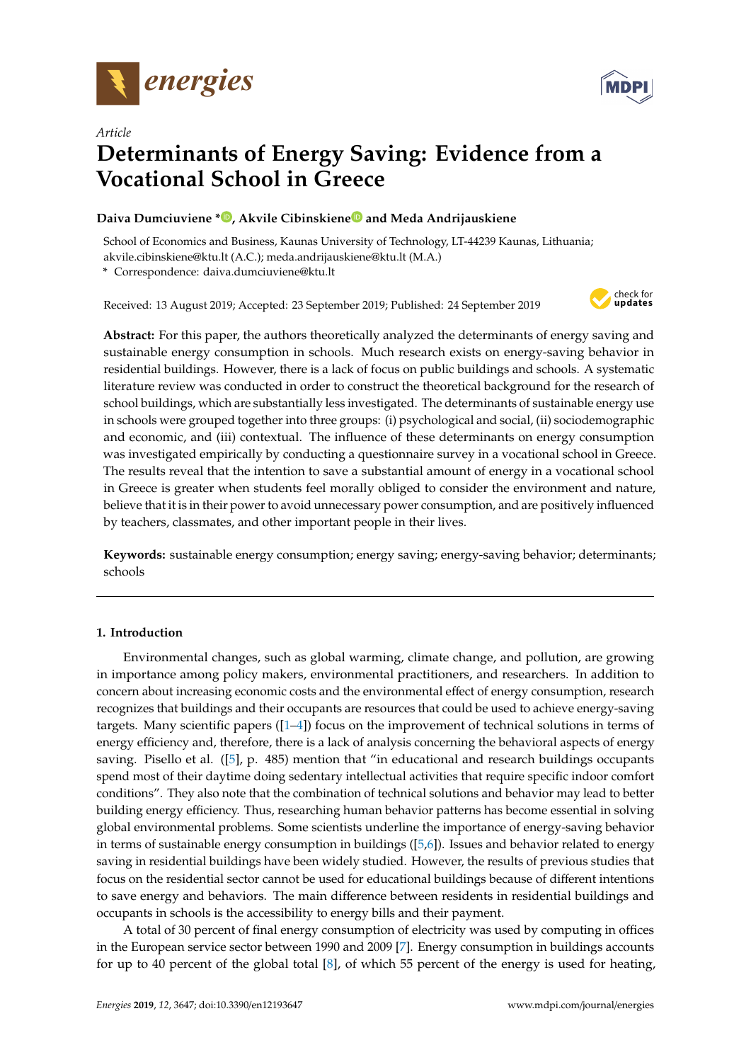*Article*

# Determinants of Energy Saving: Evidence from a Vocational School in Greece

**Daiva Dumciuviene *, Akvile Cibinskiene and Meda Andrijauskiene**

School of Economics and Business, Kaunas University of Technology, LT-44239 Kaunas, Lithuania; akvile.cibinskiene@ktu.lt (A.C.); meda.andrijauskiene@ktu.lt (M.A.)

\* Correspondence: daiva.dumciuviene@ktu.lt

Received: 13 August 2019; Accepted: 23 September 2019; Published: 24 September 2019

**Abstract:** For this paper, the authors theoretically analyzed the determinants of energy saving and sustainable energy consumption in schools. Much research exists on energy-saving behavior in residential buildings. However, there is a lack of focus on public buildings and schools. A systematic literature review was conducted in order to construct the theoretical background for the research of school buildings, which are substantially less investigated. The determinants of sustainable energy use in schools were grouped together into three groups: (i) psychological and social, (ii) sociodemographic and economic, and (iii) contextual. The influence of these determinants on energy consumption was investigated empirically by conducting a questionnaire survey in a vocational school in Greece. The results reveal that the intention to save a substantial amount of energy in a vocational school in Greece is greater when students feel morally obliged to consider the environment and nature, believe that it is in their power to avoid unnecessary power consumption, and are positively influenced by teachers, classmates, and other important people in their lives.

**Keywords:** sustainable energy consumption; energy saving; energy-saving behavior; determinants; schools

## 1. Introduction

Environmental changes, such as global warming, climate change, and pollution, are growing in importance among policy makers, environmental practitioners, and researchers. In addition to concern about increasing economic costs and the environmental effect of energy consumption, research recognizes that buildings and their occupants are resources that could be used to achieve energy-saving targets. Many scientific papers ([1–4]) focus on the improvement of technical solutions in terms of energy efficiency and, therefore, there is a lack of analysis concerning the behavioral aspects of energy saving. Pisello et al. ([5], p. 485) mention that "in educational and research buildings occupants spend most of their daytime doing sedentary intellectual activities that require specific indoor comfort conditions". They also note that the combination of technical solutions and behavior may lead to better building energy efficiency. Thus, researching human behavior patterns has become essential in solving global environmental problems. Some scientists underline the importance of energy-saving behavior in terms of sustainable energy consumption in buildings ([5,6]). Issues and behavior related to energy saving in residential buildings have been widely studied. However, the results of previous studies that focus on the residential sector cannot be used for educational buildings because of different intentions to save energy and behaviors. The main difference between residents in residential buildings and occupants in schools is the accessibility to energy bills and their payment.

A total of 30 percent of final energy consumption of electricity was used by computing in offices in the European service sector between 1990 and 2009 [7]. Energy consumption in buildings accounts for up to 40 percent of the global total [8], of which 55 percent of the energy is used for heating,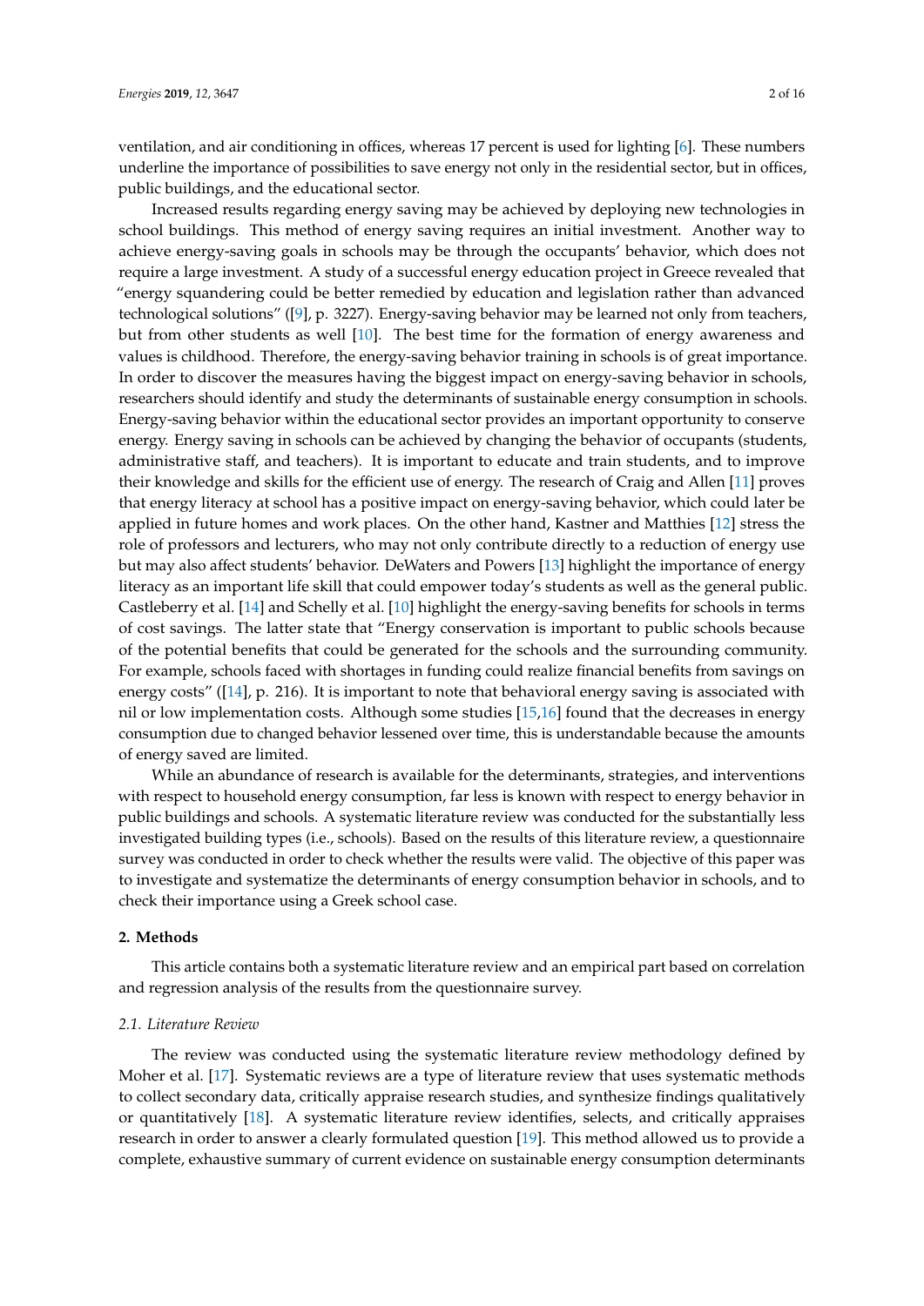ventilation, and air conditioning in offices, whereas 17 percent is used for lighting [6]. These numbers underline the importance of possibilities to save energy not only in the residential sector, but in offices, public buildings, and the educational sector.

Increased results regarding energy saving may be achieved by deploying new technologies in school buildings. This method of energy saving requires an initial investment. Another way to achieve energy-saving goals in schools may be through the occupants' behavior, which does not require a large investment. A study of a successful energy education project in Greece revealed that "energy squandering could be better remedied by education and legislation rather than advanced technological solutions" ([9], p. 3227). Energy-saving behavior may be learned not only from teachers, but from other students as well [10]. The best time for the formation of energy awareness and values is childhood. Therefore, the energy-saving behavior training in schools is of great importance. In order to discover the measures having the biggest impact on energy-saving behavior in schools, researchers should identify and study the determinants of sustainable energy consumption in schools. Energy-saving behavior within the educational sector provides an important opportunity to conserve energy. Energy saving in schools can be achieved by changing the behavior of occupants (students, administrative staff, and teachers). It is important to educate and train students, and to improve their knowledge and skills for the efficient use of energy. The research of Craig and Allen [11] proves that energy literacy at school has a positive impact on energy-saving behavior, which could later be applied in future homes and work places. On the other hand, Kastner and Matthies [12] stress the role of professors and lecturers, who may not only contribute directly to a reduction of energy use but may also affect students' behavior. DeWaters and Powers [13] highlight the importance of energy literacy as an important life skill that could empower today's students as well as the general public. Castleberry et al. [14] and Schelly et al. [10] highlight the energy-saving benefits for schools in terms of cost savings. The latter state that "Energy conservation is important to public schools because of the potential benefits that could be generated for the schools and the surrounding community. For example, schools faced with shortages in funding could realize financial benefits from savings on energy costs" ([14], p. 216). It is important to note that behavioral energy saving is associated with nil or low implementation costs. Although some studies [15,16] found that the decreases in energy consumption due to changed behavior lessened over time, this is understandable because the amounts of energy saved are limited.

While an abundance of research is available for the determinants, strategies, and interventions with respect to household energy consumption, far less is known with respect to energy behavior in public buildings and schools. A systematic literature review was conducted for the substantially less investigated building types (i.e., schools). Based on the results of this literature review, a questionnaire survey was conducted in order to check whether the results were valid. The objective of this paper was to investigate and systematize the determinants of energy consumption behavior in schools, and to check their importance using a Greek school case.

## 2. Methods

This article contains both a systematic literature review and an empirical part based on correlation and regression analysis of the results from the questionnaire survey.

### 2.1. Literature Review

The review was conducted using the systematic literature review methodology defined by Moher et al. [17]. Systematic reviews are a type of literature review that uses systematic methods to collect secondary data, critically appraise research studies, and synthesize findings qualitatively or quantitatively [18]. A systematic literature review identifies, selects, and critically appraises research in order to answer a clearly formulated question [19]. This method allowed us to provide a complete, exhaustive summary of current evidence on sustainable energy consumption determinants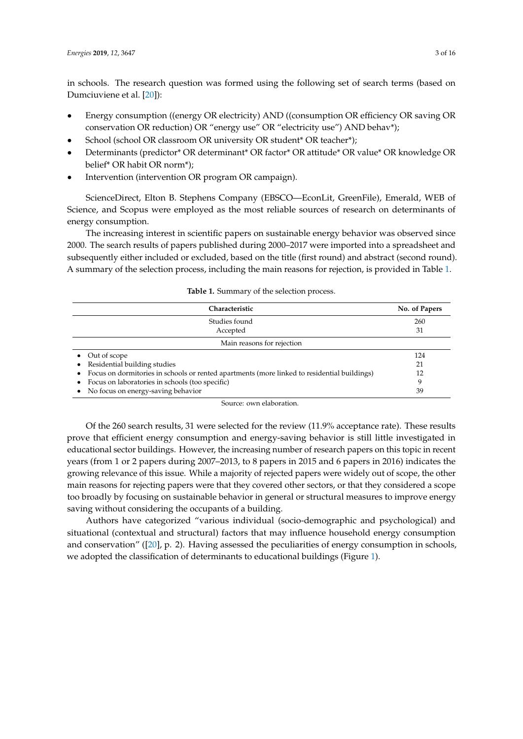in schools. The research question was formed using the following set of search terms (based on Dumciuviene et al. [20]):

- Energy consumption ((energy OR electricity) AND ((consumption OR efficiency OR saving OR conservation OR reduction) OR "energy use" OR "electricity use") AND behav*);
- School (school OR classroom OR university OR student* OR teacher*);
- Determinants (predictor* OR determinant* OR factor* OR attitude* OR value* OR knowledge OR belief* OR habit OR norm*);
- Intervention (intervention OR program OR campaign).

ScienceDirect, Elton B. Stephens Company (EBSCO—EconLit, GreenFile), Emerald, WEB of Science, and Scopus were employed as the most reliable sources of research on determinants of energy consumption.

The increasing interest in scientific papers on sustainable energy behavior was observed since 2000. The search results of papers published during 2000–2017 were imported into a spreadsheet and subsequently either included or excluded, based on the title (first round) and abstract (second round). A summary of the selection process, including the main reasons for rejection, is provided in Table 1.

**Table 1.** Summary of the selection process.

| Characteristic | No. of Papers |
|---|---|
| Studies found | 260 |
| Accepted | 31 |
| Main reasons for rejection | |
| • Out of scope | 124 |
| • Residential building studies | 21 |
| • Focus on dormitories in schools or rented apartments (more linked to residential buildings) | 12 |
| • Focus on laboratories in schools (too specific) | 9 |
| • No focus on energy-saving behavior | 39 |

Source: own elaboration.

Of the 260 search results, 31 were selected for the review (11.9% acceptance rate). These results prove that efficient energy consumption and energy-saving behavior is still little investigated in educational sector buildings. However, the increasing number of research papers on this topic in recent years (from 1 or 2 papers during 2007–2013, to 8 papers in 2015 and 6 papers in 2016) indicates the growing relevance of this issue. While a majority of rejected papers were widely out of scope, the other main reasons for rejecting papers were that they covered other sectors, or that they considered a scope too broadly by focusing on sustainable behavior in general or structural measures to improve energy saving without considering the occupants of a building.

Authors have categorized "various individual (socio-demographic and psychological) and situational (contextual and structural) factors that may influence household energy consumption and conservation" ([20], p. 2). Having assessed the peculiarities of energy consumption in schools, we adopted the classification of determinants to educational buildings (Figure 1).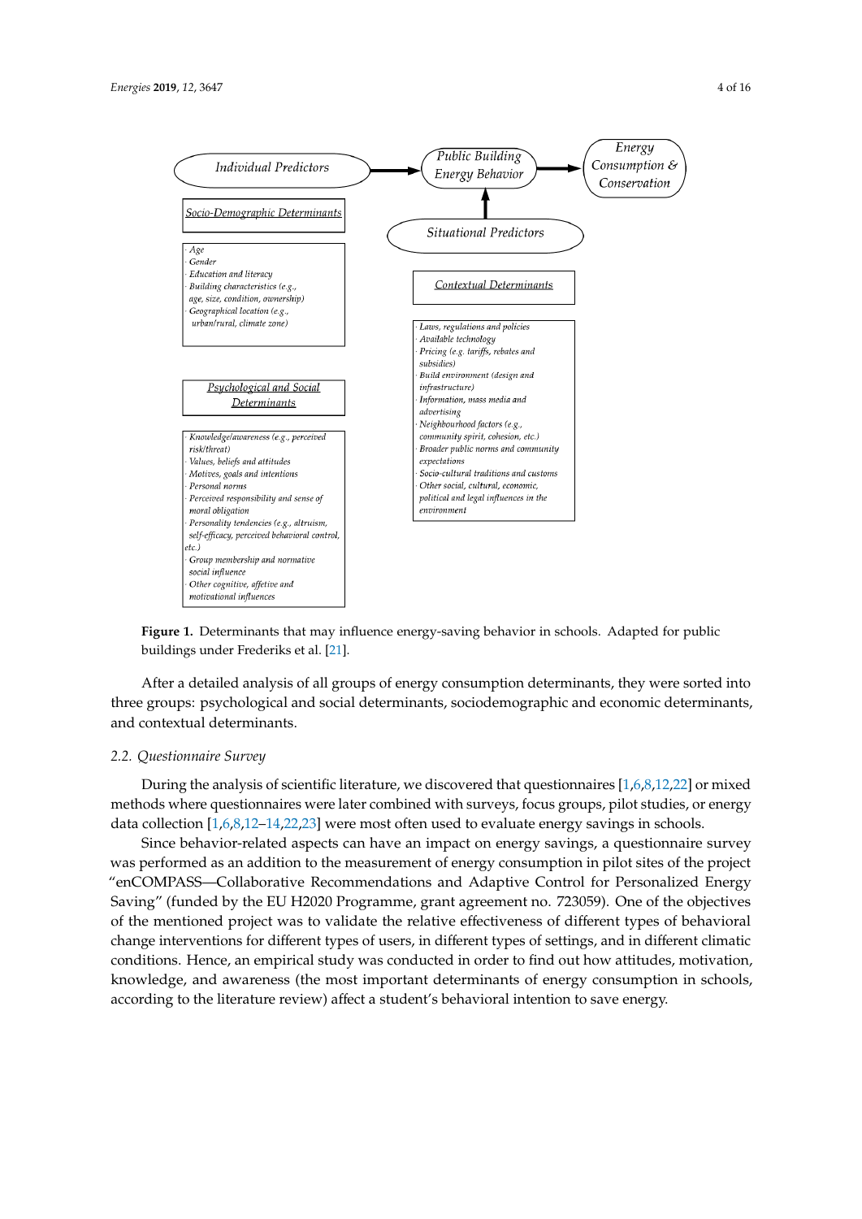Individual Predictors

Public Building Energy Behavior

Energy Consumption & Conservation

Situational Predictors

Socio-Demographic Determinants

· Age
· Gender
· Education and literacy
· Building characteristics (e.g., age, size, condition, ownership)
· Geographical location (e.g., urban/rural, climate zone)

Psychological and Social Determinants

· Knowledge/awareness (e.g., perceived risk/threat)
· Values, beliefs and attitudes
· Motives, goals and intentions
· Personal norms
· Perceived responsibility and sense of moral obligation
· Personality tendencies (e.g., altruism, self-efficacy, perceived behavioral control, etc.)
· Group membership and normative social influence
· Other cognitive, affetive and motivational influences

Contextual Determinants

· Laws, regulations and policies
· Available technology
· Pricing (e.g. tariffs, rebates and subsidies)
· Build environment (design and infrastructure)
· Information, mass media and advertising
· Neighbourhood factors (e.g., community spirit, cohesion, etc.)
· Broader public norms and community expectations
· Socio-cultural traditions and customs
· Other social, cultural, economic, political and legal influences in the environment

**Figure 1.** Determinants that may influence energy-saving behavior in schools. Adapted for public buildings under Frederiks et al. [21].

After a detailed analysis of all groups of energy consumption determinants, they were sorted into three groups: psychological and social determinants, sociodemographic and economic determinants, and contextual determinants.

### 2.2. Questionnaire Survey

During the analysis of scientific literature, we discovered that questionnaires [1,6,8,12,22] or mixed methods where questionnaires were later combined with surveys, focus groups, pilot studies, or energy data collection [1,6,8,12–14,22,23] were most often used to evaluate energy savings in schools.

Since behavior-related aspects can have an impact on energy savings, a questionnaire survey was performed as an addition to the measurement of energy consumption in pilot sites of the project "enCOMPASS—Collaborative Recommendations and Adaptive Control for Personalized Energy Saving" (funded by the EU H2020 Programme, grant agreement no. 723059). One of the objectives of the mentioned project was to validate the relative effectiveness of different types of behavioral change interventions for different types of users, in different types of settings, and in different climatic conditions. Hence, an empirical study was conducted in order to find out how attitudes, motivation, knowledge, and awareness (the most important determinants of energy consumption in schools, according to the literature review) affect a student's behavioral intention to save energy.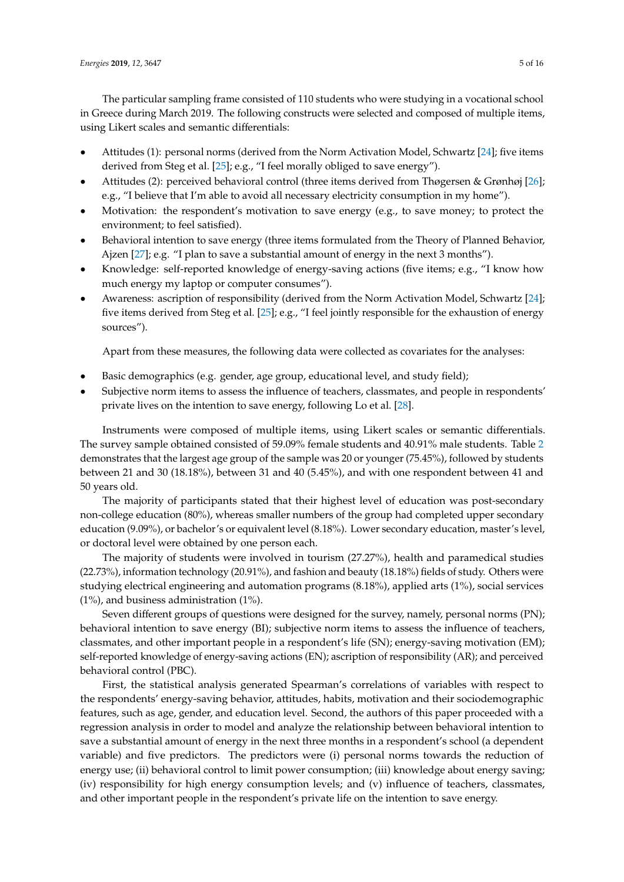The particular sampling frame consisted of 110 students who were studying in a vocational school in Greece during March 2019. The following constructs were selected and composed of multiple items, using Likert scales and semantic differentials:

- Attitudes (1): personal norms (derived from the Norm Activation Model, Schwartz [24]; five items derived from Steg et al. [25]; e.g., "I feel morally obliged to save energy").
- Attitudes (2): perceived behavioral control (three items derived from Thøgersen & Grønhøj [26]; e.g., "I believe that I'm able to avoid all necessary electricity consumption in my home").
- Motivation: the respondent's motivation to save energy (e.g., to save money; to protect the environment; to feel satisfied).
- Behavioral intention to save energy (three items formulated from the Theory of Planned Behavior, Ajzen [27]; e.g. "I plan to save a substantial amount of energy in the next 3 months").
- Knowledge: self-reported knowledge of energy-saving actions (five items; e.g., "I know how much energy my laptop or computer consumes").
- Awareness: ascription of responsibility (derived from the Norm Activation Model, Schwartz [24]; five items derived from Steg et al. [25]; e.g., "I feel jointly responsible for the exhaustion of energy sources").

Apart from these measures, the following data were collected as covariates for the analyses:

- Basic demographics (e.g. gender, age group, educational level, and study field);
- Subjective norm items to assess the influence of teachers, classmates, and people in respondents' private lives on the intention to save energy, following Lo et al. [28].

Instruments were composed of multiple items, using Likert scales or semantic differentials. The survey sample obtained consisted of 59.09% female students and 40.91% male students. Table 2 demonstrates that the largest age group of the sample was 20 or younger (75.45%), followed by students between 21 and 30 (18.18%), between 31 and 40 (5.45%), and with one respondent between 41 and 50 years old.

The majority of participants stated that their highest level of education was post-secondary non-college education (80%), whereas smaller numbers of the group had completed upper secondary education (9.09%), or bachelor's or equivalent level (8.18%). Lower secondary education, master's level, or doctoral level were obtained by one person each.

The majority of students were involved in tourism (27.27%), health and paramedical studies (22.73%), information technology (20.91%), and fashion and beauty (18.18%) fields of study. Others were studying electrical engineering and automation programs (8.18%), applied arts (1%), social services (1%), and business administration (1%).

Seven different groups of questions were designed for the survey, namely, personal norms (PN); behavioral intention to save energy (BI); subjective norm items to assess the influence of teachers, classmates, and other important people in a respondent's life (SN); energy-saving motivation (EM); self-reported knowledge of energy-saving actions (EN); ascription of responsibility (AR); and perceived behavioral control (PBC).

First, the statistical analysis generated Spearman's correlations of variables with respect to the respondents' energy-saving behavior, attitudes, habits, motivation and their sociodemographic features, such as age, gender, and education level. Second, the authors of this paper proceeded with a regression analysis in order to model and analyze the relationship between behavioral intention to save a substantial amount of energy in the next three months in a respondent's school (a dependent variable) and five predictors. The predictors were (i) personal norms towards the reduction of energy use; (ii) behavioral control to limit power consumption; (iii) knowledge about energy saving; (iv) responsibility for high energy consumption levels; and (v) influence of teachers, classmates, and other important people in the respondent's private life on the intention to save energy.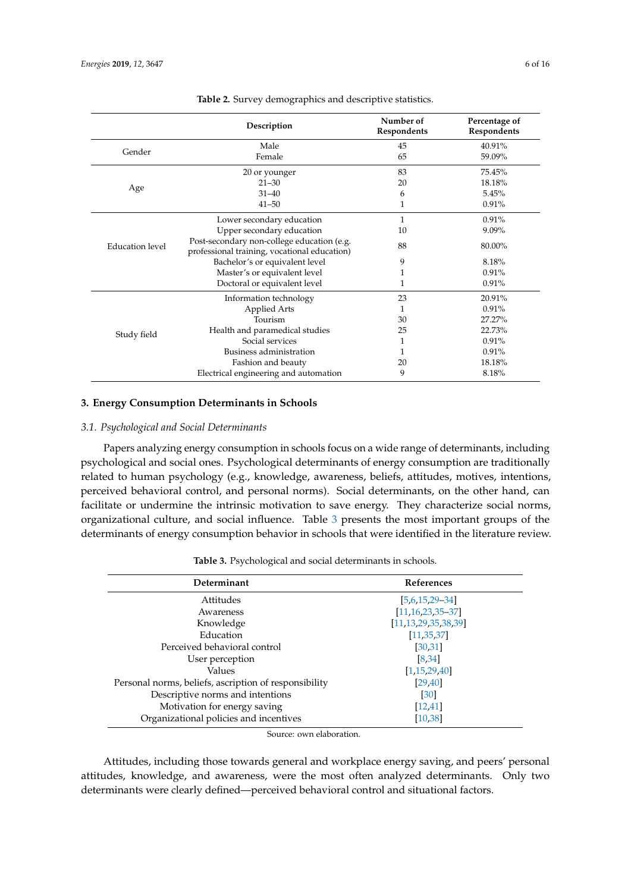**Table 2.** Survey demographics and descriptive statistics.

| | Description | Number of Respondents | Percentage of Respondents |
|---|---|---|---|
| Gender | Male | 45 | 40.91% |
| | Female | 65 | 59.09% |
| Age | 20 or younger | 83 | 75.45% |
| | 21–30 | 20 | 18.18% |
| | 31–40 | 6 | 5.45% |
| | 41–50 | 1 | 0.91% |
| Education level | Lower secondary education | 1 | 0.91% |
| | Upper secondary education | 10 | 9.09% |
| | Post-secondary non-college education (e.g. professional training, vocational education) | 88 | 80.00% |
| | Bachelor's or equivalent level | 9 | 8.18% |
| | Master's or equivalent level | 1 | 0.91% |
| | Doctoral or equivalent level | 1 | 0.91% |
| Study field | Information technology | 23 | 20.91% |
| | Applied Arts | 1 | 0.91% |
| | Tourism | 30 | 27.27% |
| | Health and paramedical studies | 25 | 22.73% |
| | Social services | 1 | 0.91% |
| | Business administration | 1 | 0.91% |
| | Fashion and beauty | 20 | 18.18% |
| | Electrical engineering and automation | 9 | 8.18% |

## 3. Energy Consumption Determinants in Schools

### 3.1. Psychological and Social Determinants

Papers analyzing energy consumption in schools focus on a wide range of determinants, including psychological and social ones. Psychological determinants of energy consumption are traditionally related to human psychology (e.g., knowledge, awareness, beliefs, attitudes, motives, intentions, perceived behavioral control, and personal norms). Social determinants, on the other hand, can facilitate or undermine the intrinsic motivation to save energy. They characterize social norms, organizational culture, and social influence. Table 3 presents the most important groups of the determinants of energy consumption behavior in schools that were identified in the literature review.

**Table 3.** Psychological and social determinants in schools.

| Determinant | References |
|---|---|
| Attitudes | [5,6,15,29–34] |
| Awareness | [11,16,23,35–37] |
| Knowledge | [11,13,29,35,38,39] |
| Education | [11,35,37] |
| Perceived behavioral control | [30,31] |
| User perception | [8,34] |
| Values | [1,15,29,40] |
| Personal norms, beliefs, ascription of responsibility | [29,40] |
| Descriptive norms and intentions | [30] |
| Motivation for energy saving | [12,41] |
| Organizational policies and incentives | [10,38] |

Source: own elaboration.

Attitudes, including those towards general and workplace energy saving, and peers' personal attitudes, knowledge, and awareness, were the most often analyzed determinants. Only two determinants were clearly defined—perceived behavioral control and situational factors.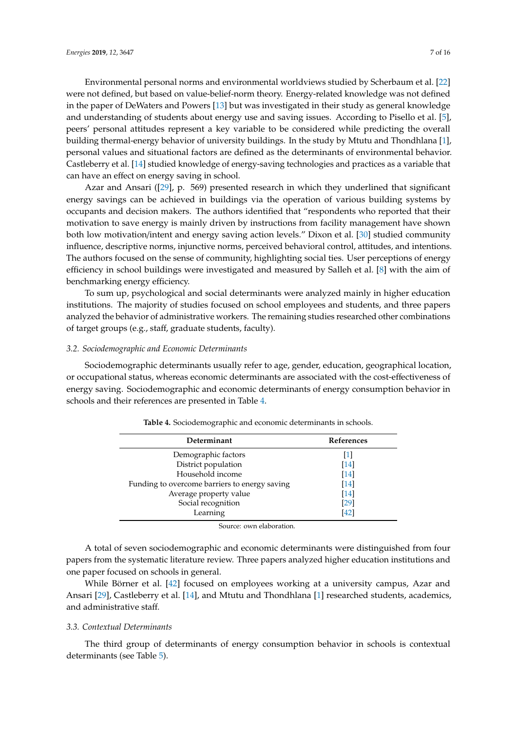Environmental personal norms and environmental worldviews studied by Scherbaum et al. [22] were not defined, but based on value-belief-norm theory. Energy-related knowledge was not defined in the paper of DeWaters and Powers [13] but was investigated in their study as general knowledge and understanding of students about energy use and saving issues. According to Pisello et al. [5], peers' personal attitudes represent a key variable to be considered while predicting the overall building thermal-energy behavior of university buildings. In the study by Mtutu and Thondhlana [1], personal values and situational factors are defined as the determinants of environmental behavior. Castleberry et al. [14] studied knowledge of energy-saving technologies and practices as a variable that can have an effect on energy saving in school.

Azar and Ansari ([29], p. 569) presented research in which they underlined that significant energy savings can be achieved in buildings via the operation of various building systems by occupants and decision makers. The authors identified that "respondents who reported that their motivation to save energy is mainly driven by instructions from facility management have shown both low motivation/intent and energy saving action levels." Dixon et al. [30] studied community influence, descriptive norms, injunctive norms, perceived behavioral control, attitudes, and intentions. The authors focused on the sense of community, highlighting social ties. User perceptions of energy efficiency in school buildings were investigated and measured by Salleh et al. [8] with the aim of benchmarking energy efficiency.

To sum up, psychological and social determinants were analyzed mainly in higher education institutions. The majority of studies focused on school employees and students, and three papers analyzed the behavior of administrative workers. The remaining studies researched other combinations of target groups (e.g., staff, graduate students, faculty).

### *3.2. Sociodemographic and Economic Determinants*

Sociodemographic determinants usually refer to age, gender, education, geographical location, or occupational status, whereas economic determinants are associated with the cost-effectiveness of energy saving. Sociodemographic and economic determinants of energy consumption behavior in schools and their references are presented in Table 4.

**Table 4.** Sociodemographic and economic determinants in schools.

| Determinant | References |
|---|---|
| Demographic factors | [1] |
| District population | [14] |
| Household income | [14] |
| Funding to overcome barriers to energy saving | [14] |
| Average property value | [14] |
| Social recognition | [29] |
| Learning | [42] |

Source: own elaboration.

A total of seven sociodemographic and economic determinants were distinguished from four papers from the systematic literature review. Three papers analyzed higher education institutions and one paper focused on schools in general.

While Börner et al. [42] focused on employees working at a university campus, Azar and Ansari [29], Castleberry et al. [14], and Mtutu and Thondhlana [1] researched students, academics, and administrative staff.

### *3.3. Contextual Determinants*

The third group of determinants of energy consumption behavior in schools is contextual determinants (see Table 5).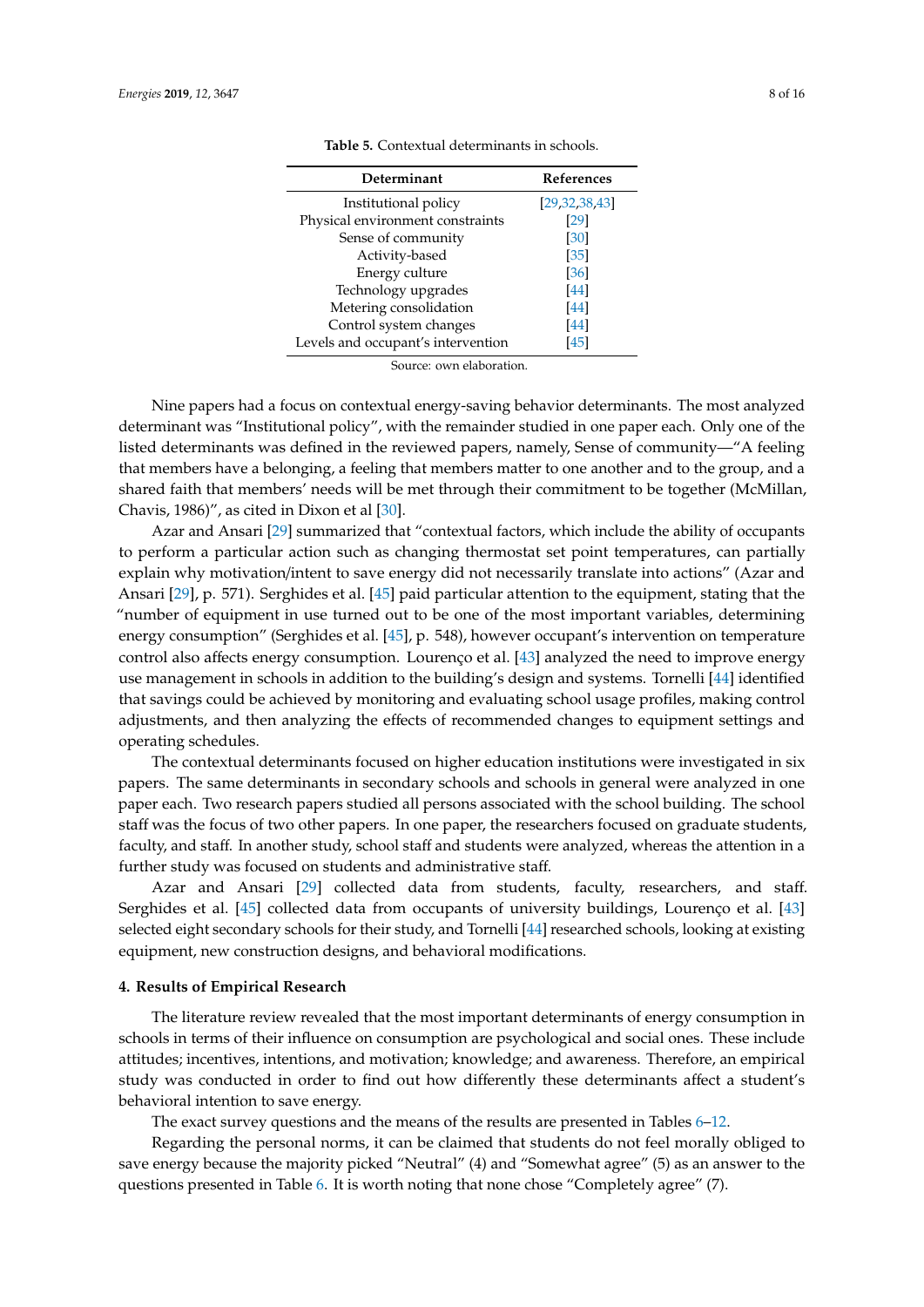**Table 5.** Contextual determinants in schools.

| Determinant | References |
|---|---|
| Institutional policy | [29,32,38,43] |
| Physical environment constraints | [29] |
| Sense of community | [30] |
| Activity-based | [35] |
| Energy culture | [36] |
| Technology upgrades | [44] |
| Metering consolidation | [44] |
| Control system changes | [44] |
| Levels and occupant's intervention | [45] |

Source: own elaboration.

Nine papers had a focus on contextual energy-saving behavior determinants. The most analyzed determinant was "Institutional policy", with the remainder studied in one paper each. Only one of the listed determinants was defined in the reviewed papers, namely, Sense of community—"A feeling that members have a belonging, a feeling that members matter to one another and to the group, and a shared faith that members' needs will be met through their commitment to be together (McMillan, Chavis, 1986)", as cited in Dixon et al [30].

Azar and Ansari [29] summarized that "contextual factors, which include the ability of occupants to perform a particular action such as changing thermostat set point temperatures, can partially explain why motivation/intent to save energy did not necessarily translate into actions" (Azar and Ansari [29], p. 571). Serghides et al. [45] paid particular attention to the equipment, stating that the "number of equipment in use turned out to be one of the most important variables, determining energy consumption" (Serghides et al. [45], p. 548), however occupant's intervention on temperature control also affects energy consumption. Lourenço et al. [43] analyzed the need to improve energy use management in schools in addition to the building's design and systems. Tornelli [44] identified that savings could be achieved by monitoring and evaluating school usage profiles, making control adjustments, and then analyzing the effects of recommended changes to equipment settings and operating schedules.

The contextual determinants focused on higher education institutions were investigated in six papers. The same determinants in secondary schools and schools in general were analyzed in one paper each. Two research papers studied all persons associated with the school building. The school staff was the focus of two other papers. In one paper, the researchers focused on graduate students, faculty, and staff. In another study, school staff and students were analyzed, whereas the attention in a further study was focused on students and administrative staff.

Azar and Ansari [29] collected data from students, faculty, researchers, and staff. Serghides et al. [45] collected data from occupants of university buildings, Lourenço et al. [43] selected eight secondary schools for their study, and Tornelli [44] researched schools, looking at existing equipment, new construction designs, and behavioral modifications.

## 4. Results of Empirical Research

The literature review revealed that the most important determinants of energy consumption in schools in terms of their influence on consumption are psychological and social ones. These include attitudes; incentives, intentions, and motivation; knowledge; and awareness. Therefore, an empirical study was conducted in order to find out how differently these determinants affect a student's behavioral intention to save energy.

The exact survey questions and the means of the results are presented in Tables 6–12.

Regarding the personal norms, it can be claimed that students do not feel morally obliged to save energy because the majority picked "Neutral" (4) and "Somewhat agree" (5) as an answer to the questions presented in Table 6. It is worth noting that none chose "Completely agree" (7).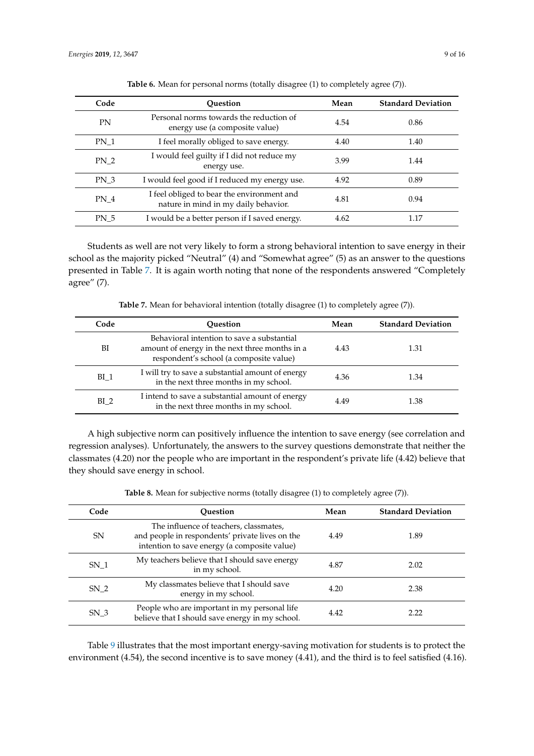**Table 6.** Mean for personal norms (totally disagree (1) to completely agree (7)).

| Code | Question | Mean | Standard Deviation |
|---|---|---|---|
| PN | Personal norms towards the reduction of energy use (a composite value) | 4.54 | 0.86 |
| PN_1 | I feel morally obliged to save energy. | 4.40 | 1.40 |
| PN_2 | I would feel guilty if I did not reduce my energy use. | 3.99 | 1.44 |
| PN_3 | I would feel good if I reduced my energy use. | 4.92 | 0.89 |
| PN_4 | I feel obliged to bear the environment and nature in mind in my daily behavior. | 4.81 | 0.94 |
| PN_5 | I would be a better person if I saved energy. | 4.62 | 1.17 |

Students as well are not very likely to form a strong behavioral intention to save energy in their school as the majority picked "Neutral" (4) and "Somewhat agree" (5) as an answer to the questions presented in Table 7. It is again worth noting that none of the respondents answered "Completely agree" (7).

**Table 7.** Mean for behavioral intention (totally disagree (1) to completely agree (7)).

| Code | Question | Mean | Standard Deviation |
|---|---|---|---|
| BI | Behavioral intention to save a substantial amount of energy in the next three months in a respondent's school (a composite value) | 4.43 | 1.31 |
| BI_1 | I will try to save a substantial amount of energy in the next three months in my school. | 4.36 | 1.34 |
| BI_2 | I intend to save a substantial amount of energy in the next three months in my school. | 4.49 | 1.38 |

A high subjective norm can positively influence the intention to save energy (see correlation and regression analyses). Unfortunately, the answers to the survey questions demonstrate that neither the classmates (4.20) nor the people who are important in the respondent's private life (4.42) believe that they should save energy in school.

**Table 8.** Mean for subjective norms (totally disagree (1) to completely agree (7)).

| Code | Question | Mean | Standard Deviation |
|---|---|---|---|
| SN | The influence of teachers, classmates, and people in respondents' private lives on the intention to save energy (a composite value) | 4.49 | 1.89 |
| SN_1 | My teachers believe that I should save energy in my school. | 4.87 | 2.02 |
| SN_2 | My classmates believe that I should save energy in my school. | 4.20 | 2.38 |
| SN_3 | People who are important in my personal life believe that I should save energy in my school. | 4.42 | 2.22 |

Table 9 illustrates that the most important energy-saving motivation for students is to protect the environment (4.54), the second incentive is to save money (4.41), and the third is to feel satisfied (4.16).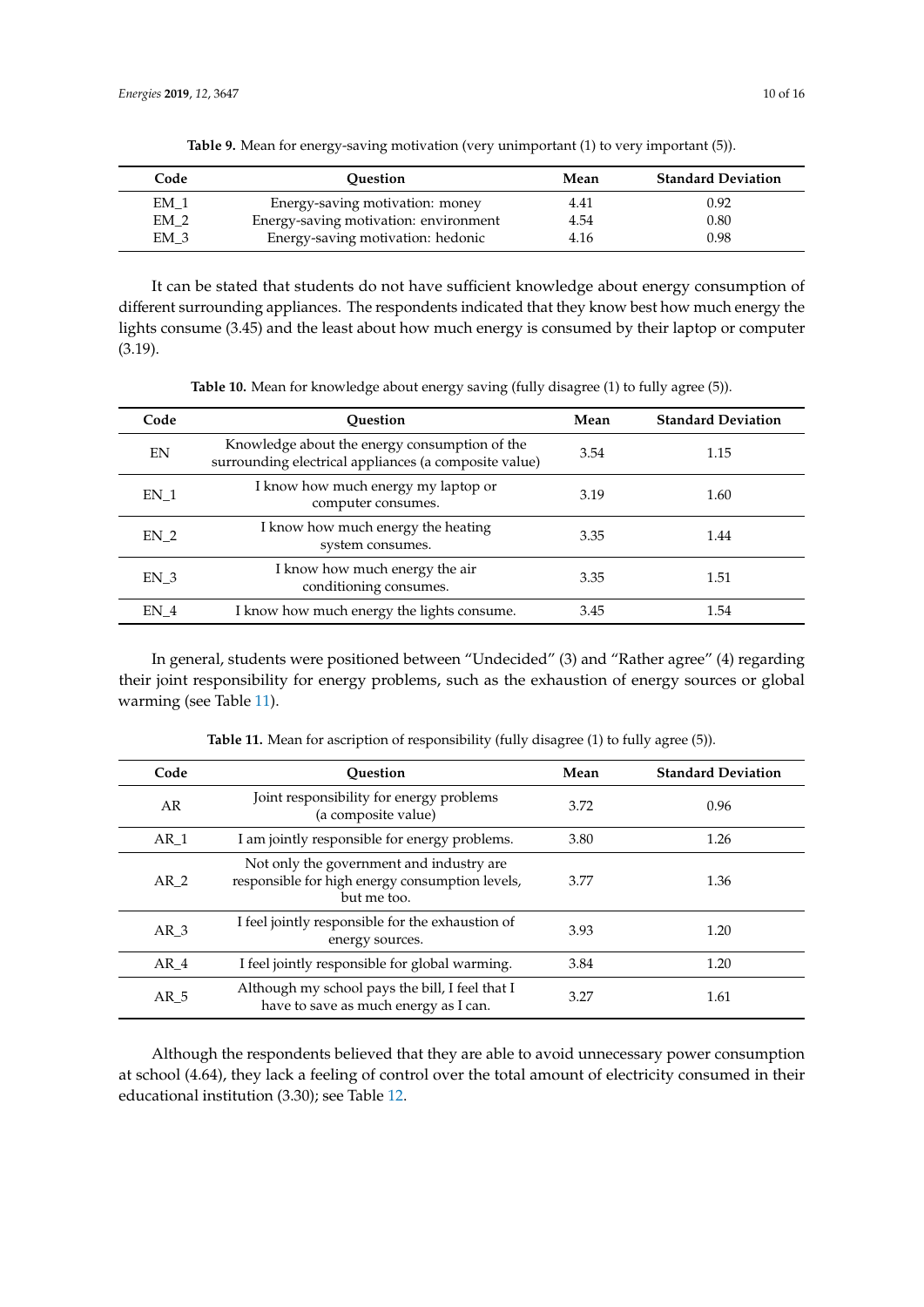**Table 9.** Mean for energy-saving motivation (very unimportant (1) to very important (5)).

| Code | Question | Mean | Standard Deviation |
|---|---|---|---|
| EM_1 | Energy-saving motivation: money | 4.41 | 0.92 |
| EM_2 | Energy-saving motivation: environment | 4.54 | 0.80 |
| EM_3 | Energy-saving motivation: hedonic | 4.16 | 0.98 |

It can be stated that students do not have sufficient knowledge about energy consumption of different surrounding appliances. The respondents indicated that they know best how much energy the lights consume (3.45) and the least about how much energy is consumed by their laptop or computer (3.19).

**Table 10.** Mean for knowledge about energy saving (fully disagree (1) to fully agree (5)).

| Code | Question | Mean | Standard Deviation |
|---|---|---|---|
| EN | Knowledge about the energy consumption of the surrounding electrical appliances (a composite value) | 3.54 | 1.15 |
| EN_1 | I know how much energy my laptop or computer consumes. | 3.19 | 1.60 |
| EN_2 | I know how much energy the heating system consumes. | 3.35 | 1.44 |
| EN_3 | I know how much energy the air conditioning consumes. | 3.35 | 1.51 |
| EN_4 | I know how much energy the lights consume. | 3.45 | 1.54 |

In general, students were positioned between "Undecided" (3) and "Rather agree" (4) regarding their joint responsibility for energy problems, such as the exhaustion of energy sources or global warming (see Table 11).

**Table 11.** Mean for ascription of responsibility (fully disagree (1) to fully agree (5)).

| Code | Question | Mean | Standard Deviation |
|---|---|---|---|
| AR | Joint responsibility for energy problems (a composite value) | 3.72 | 0.96 |
| AR_1 | I am jointly responsible for energy problems. | 3.80 | 1.26 |
| AR_2 | Not only the government and industry are responsible for high energy consumption levels, but me too. | 3.77 | 1.36 |
| AR_3 | I feel jointly responsible for the exhaustion of energy sources. | 3.93 | 1.20 |
| AR_4 | I feel jointly responsible for global warming. | 3.84 | 1.20 |
| AR_5 | Although my school pays the bill, I feel that I have to save as much energy as I can. | 3.27 | 1.61 |

Although the respondents believed that they are able to avoid unnecessary power consumption at school (4.64), they lack a feeling of control over the total amount of electricity consumed in their educational institution (3.30); see Table 12.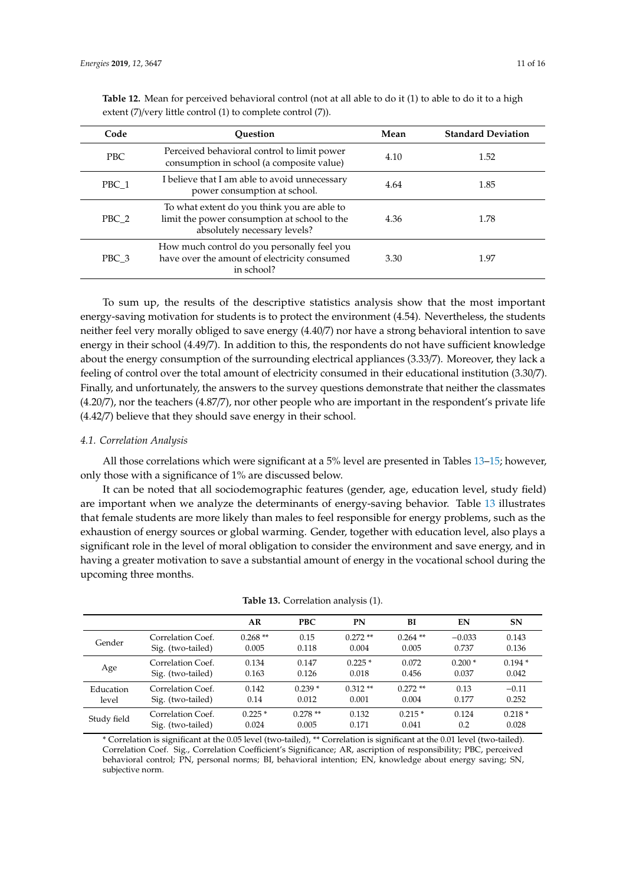**Table 12.** Mean for perceived behavioral control (not at all able to do it (1) to able to do it to a high extent (7)/very little control (1) to complete control (7)).

| Code | Question | Mean | Standard Deviation |
|---|---|---|---|
| PBC | Perceived behavioral control to limit power consumption in school (a composite value) | 4.10 | 1.52 |
| PBC_1 | I believe that I am able to avoid unnecessary power consumption at school. | 4.64 | 1.85 |
| PBC_2 | To what extent do you think you are able to limit the power consumption at school to the absolutely necessary levels? | 4.36 | 1.78 |
| PBC_3 | How much control do you personally feel you have over the amount of electricity consumed in school? | 3.30 | 1.97 |

To sum up, the results of the descriptive statistics analysis show that the most important energy-saving motivation for students is to protect the environment (4.54). Nevertheless, the students neither feel very morally obliged to save energy (4.40/7) nor have a strong behavioral intention to save energy in their school (4.49/7). In addition to this, the respondents do not have sufficient knowledge about the energy consumption of the surrounding electrical appliances (3.33/7). Moreover, they lack a feeling of control over the total amount of electricity consumed in their educational institution (3.30/7). Finally, and unfortunately, the answers to the survey questions demonstrate that neither the classmates (4.20/7), nor the teachers (4.87/7), nor other people who are important in the respondent's private life (4.42/7) believe that they should save energy in their school.

### *4.1. Correlation Analysis*

All those correlations which were significant at a 5% level are presented in Tables 13–15; however, only those with a significance of 1% are discussed below.

It can be noted that all sociodemographic features (gender, age, education level, study field) are important when we analyze the determinants of energy-saving behavior. Table 13 illustrates that female students are more likely than males to feel responsible for energy problems, such as the exhaustion of energy sources or global warming. Gender, together with education level, also plays a significant role in the level of moral obligation to consider the environment and save energy, and in having a greater motivation to save a substantial amount of energy in the vocational school during the upcoming three months.

**Table 13.** Correlation analysis (1).

| | | AR | PBC | PN | BI | EN | SN |
|---|---|---|---|---|---|---|---|
| Gender | Correlation Coef. | 0.268 ** | 0.15 | 0.272 ** | 0.264 ** | −0.033 | 0.143 |
| | Sig. (two-tailed) | 0.005 | 0.118 | 0.004 | 0.005 | 0.737 | 0.136 |
| Age | Correlation Coef. | 0.134 | 0.147 | 0.225 * | 0.072 | 0.200 * | 0.194 * |
| | Sig. (two-tailed) | 0.163 | 0.126 | 0.018 | 0.456 | 0.037 | 0.042 |
| Education level | Correlation Coef. | 0.142 | 0.239 * | 0.312 ** | 0.272 ** | 0.13 | −0.11 |
| | Sig. (two-tailed) | 0.14 | 0.012 | 0.001 | 0.004 | 0.177 | 0.252 |
| Study field | Correlation Coef. | 0.225 * | 0.278 ** | 0.132 | 0.215 * | 0.124 | 0.218 * |
| | Sig. (two-tailed) | 0.024 | 0.005 | 0.171 | 0.041 | 0.2 | 0.028 |

* Correlation is significant at the 0.05 level (two-tailed), ** Correlation is significant at the 0.01 level (two-tailed). Correlation Coef. Sig., Correlation Coefficient's Significance; AR, ascription of responsibility; PBC, perceived behavioral control; PN, personal norms; BI, behavioral intention; EN, knowledge about energy saving; SN, subjective norm.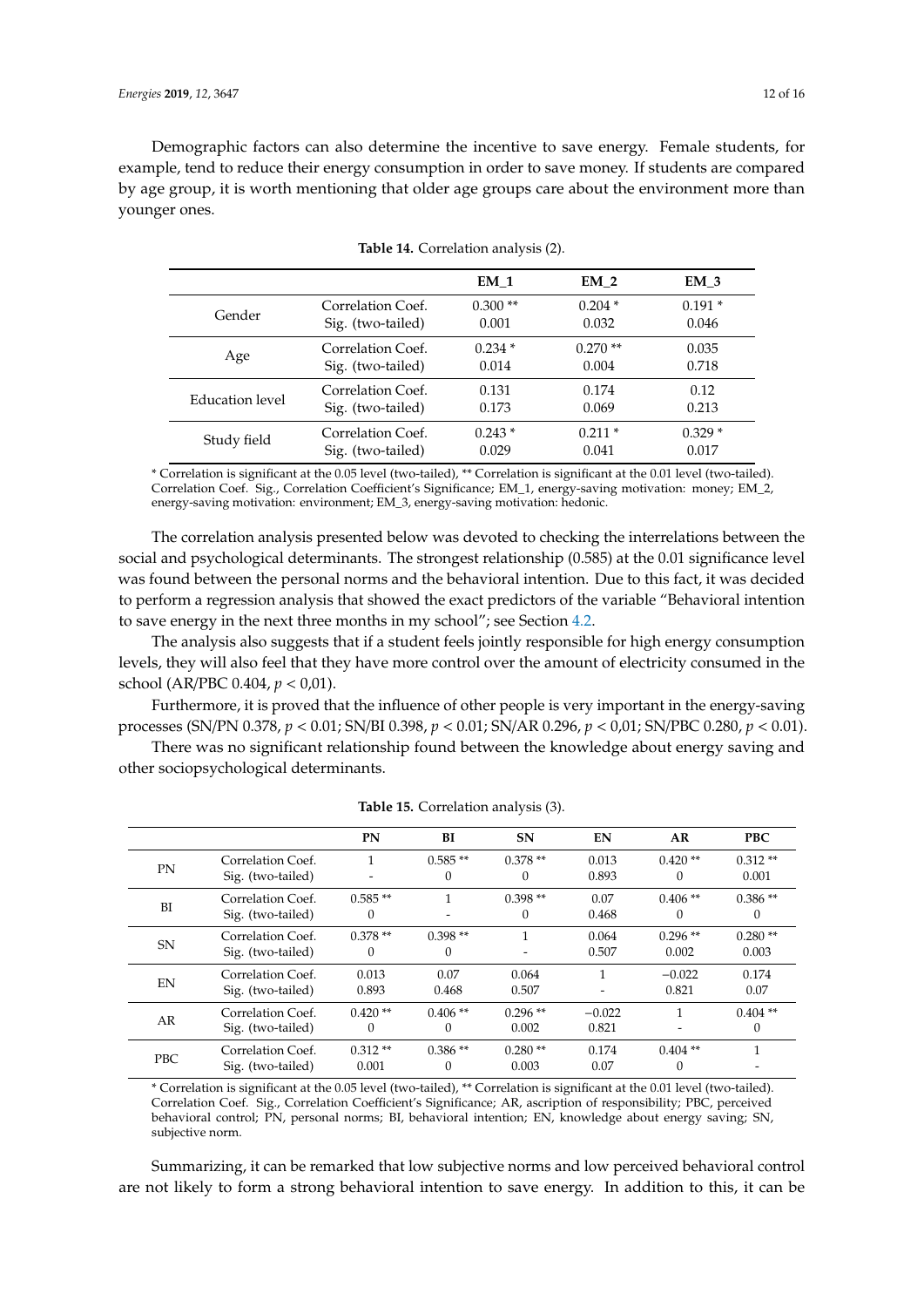Demographic factors can also determine the incentive to save energy. Female students, for example, tend to reduce their energy consumption in order to save money. If students are compared by age group, it is worth mentioning that older age groups care about the environment more than younger ones.

**Table 14.** Correlation analysis (2).

| | | EM_1 | EM_2 | EM_3 |
|---|---|---|---|---|
| Gender | Correlation Coef. | 0.300 ** | 0.204 * | 0.191 * |
| | Sig. (two-tailed) | 0.001 | 0.032 | 0.046 |
| Age | Correlation Coef. | 0.234 * | 0.270 ** | 0.035 |
| | Sig. (two-tailed) | 0.014 | 0.004 | 0.718 |
| Education level | Correlation Coef. | 0.131 | 0.174 | 0.12 |
| | Sig. (two-tailed) | 0.173 | 0.069 | 0.213 |
| Study field | Correlation Coef. | 0.243 * | 0.211 * | 0.329 * |
| | Sig. (two-tailed) | 0.029 | 0.041 | 0.017 |

* Correlation is significant at the 0.05 level (two-tailed), ** Correlation is significant at the 0.01 level (two-tailed). Correlation Coef. Sig., Correlation Coefficient's Significance; EM_1, energy-saving motivation: money; EM_2, energy-saving motivation: environment; EM_3, energy-saving motivation: hedonic.

The correlation analysis presented below was devoted to checking the interrelations between the social and psychological determinants. The strongest relationship (0.585) at the 0.01 significance level was found between the personal norms and the behavioral intention. Due to this fact, it was decided to perform a regression analysis that showed the exact predictors of the variable "Behavioral intention to save energy in the next three months in my school"; see Section 4.2.

The analysis also suggests that if a student feels jointly responsible for high energy consumption levels, they will also feel that they have more control over the amount of electricity consumed in the school (AR/PBC 0.404, $p < 0{,}01$).

Furthermore, it is proved that the influence of other people is very important in the energy-saving processes (SN/PN 0.378, $p < 0.01$; SN/BI 0.398, $p < 0.01$; SN/AR 0.296, $p < 0{,}01$; SN/PBC 0.280, $p < 0.01$).

There was no significant relationship found between the knowledge about energy saving and other sociopsychological determinants.

**Table 15.** Correlation analysis (3).

| | | PN | BI | SN | EN | AR | PBC |
|---|---|---|---|---|---|---|---|
| PN | Correlation Coef. | 1 | 0.585 ** | 0.378 ** | 0.013 | 0.420 ** | 0.312 ** |
| | Sig. (two-tailed) | - | 0 | 0 | 0.893 | 0 | 0.001 |
| BI | Correlation Coef. | 0.585 ** | 1 | 0.398 ** | 0.07 | 0.406 ** | 0.386 ** |
| | Sig. (two-tailed) | 0 | - | 0 | 0.468 | 0 | 0 |
| SN | Correlation Coef. | 0.378 ** | 0.398 ** | 1 | 0.064 | 0.296 ** | 0.280 ** |
| | Sig. (two-tailed) | 0 | 0 | - | 0.507 | 0.002 | 0.003 |
| EN | Correlation Coef. | 0.013 | 0.07 | 0.064 | 1 | −0.022 | 0.174 |
| | Sig. (two-tailed) | 0.893 | 0.468 | 0.507 | - | 0.821 | 0.07 |
| AR | Correlation Coef. | 0.420 ** | 0.406 ** | 0.296 ** | −0.022 | 1 | 0.404 ** |
| | Sig. (two-tailed) | 0 | 0 | 0.002 | 0.821 | - | 0 |
| PBC | Correlation Coef. | 0.312 ** | 0.386 ** | 0.280 ** | 0.174 | 0.404 ** | 1 |
| | Sig. (two-tailed) | 0.001 | 0 | 0.003 | 0.07 | 0 | - |

* Correlation is significant at the 0.05 level (two-tailed), ** Correlation is significant at the 0.01 level (two-tailed). Correlation Coef. Sig., Correlation Coefficient's Significance; AR, ascription of responsibility; PBC, perceived behavioral control; PN, personal norms; BI, behavioral intention; EN, knowledge about energy saving; SN, subjective norm.

Summarizing, it can be remarked that low subjective norms and low perceived behavioral control are not likely to form a strong behavioral intention to save energy. In addition to this, it can be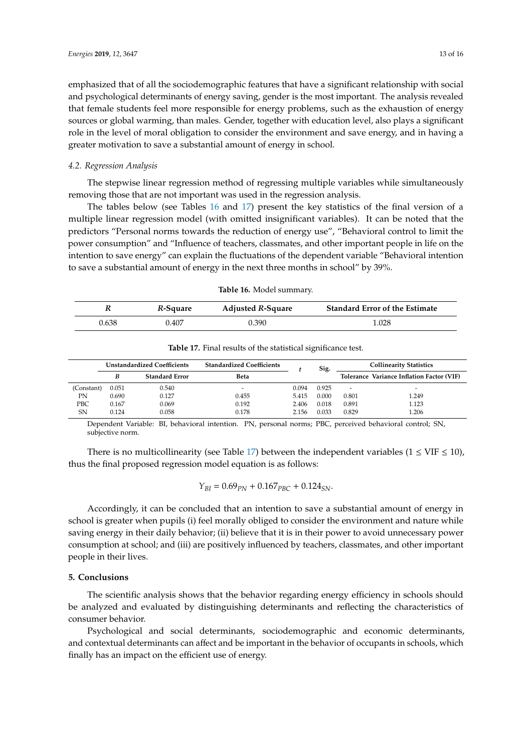emphasized that of all the sociodemographic features that have a significant relationship with social and psychological determinants of energy saving, gender is the most important. The analysis revealed that female students feel more responsible for energy problems, such as the exhaustion of energy sources or global warming, than males. Gender, together with education level, also plays a significant role in the level of moral obligation to consider the environment and save energy, and in having a greater motivation to save a substantial amount of energy in school.

### *4.2. Regression Analysis*

The stepwise linear regression method of regressing multiple variables while simultaneously removing those that are not important was used in the regression analysis.

The tables below (see Tables 16 and 17) present the key statistics of the final version of a multiple linear regression model (with omitted insignificant variables). It can be noted that the predictors "Personal norms towards the reduction of energy use", "Behavioral control to limit the power consumption" and "Influence of teachers, classmates, and other important people in life on the intention to save energy" can explain the fluctuations of the dependent variable "Behavioral intention to save a substantial amount of energy in the next three months in school" by 39%.

**Table 16.** Model summary.

| *R* | *R*-Square | Adjusted *R*-Square | Standard Error of the Estimate |
|---|---|---|---|
| 0.638 | 0.407 | 0.390 | 1.028 |

**Table 17.** Final results of the statistical significance test.

| | Unstandardized Coefficients | | Standardized Coefficients | *t* | Sig. | Collinearity Statistics | |
|---|---|---|---|---|---|---|---|
| | *B* | Standard Error | Beta | | | Tolerance | Variance Inflation Factor (VIF) |
| (Constant) | 0.051 | 0.540 | - | 0.094 | 0.925 | - | - |
| PN | 0.690 | 0.127 | 0.455 | 5.415 | 0.000 | 0.801 | 1.249 |
| PBC | 0.167 | 0.069 | 0.192 | 2.406 | 0.018 | 0.891 | 1.123 |
| SN | 0.124 | 0.058 | 0.178 | 2.156 | 0.033 | 0.829 | 1.206 |

Dependent Variable: BI, behavioral intention. PN, personal norms; PBC, perceived behavioral control; SN, subjective norm.

There is no multicollinearity (see Table 17) between the independent variables ($1 \leq \text{VIF} \leq 10$), thus the final proposed regression model equation is as follows:

$$Y_{BI} = 0.69_{PN} + 0.167_{PBC} + 0.124_{SN}.$$

Accordingly, it can be concluded that an intention to save a substantial amount of energy in school is greater when pupils (i) feel morally obliged to consider the environment and nature while saving energy in their daily behavior; (ii) believe that it is in their power to avoid unnecessary power consumption at school; and (iii) are positively influenced by teachers, classmates, and other important people in their lives.

## 5. Conclusions

The scientific analysis shows that the behavior regarding energy efficiency in schools should be analyzed and evaluated by distinguishing determinants and reflecting the characteristics of consumer behavior.

Psychological and social determinants, sociodemographic and economic determinants, and contextual determinants can affect and be important in the behavior of occupants in schools, which finally has an impact on the efficient use of energy.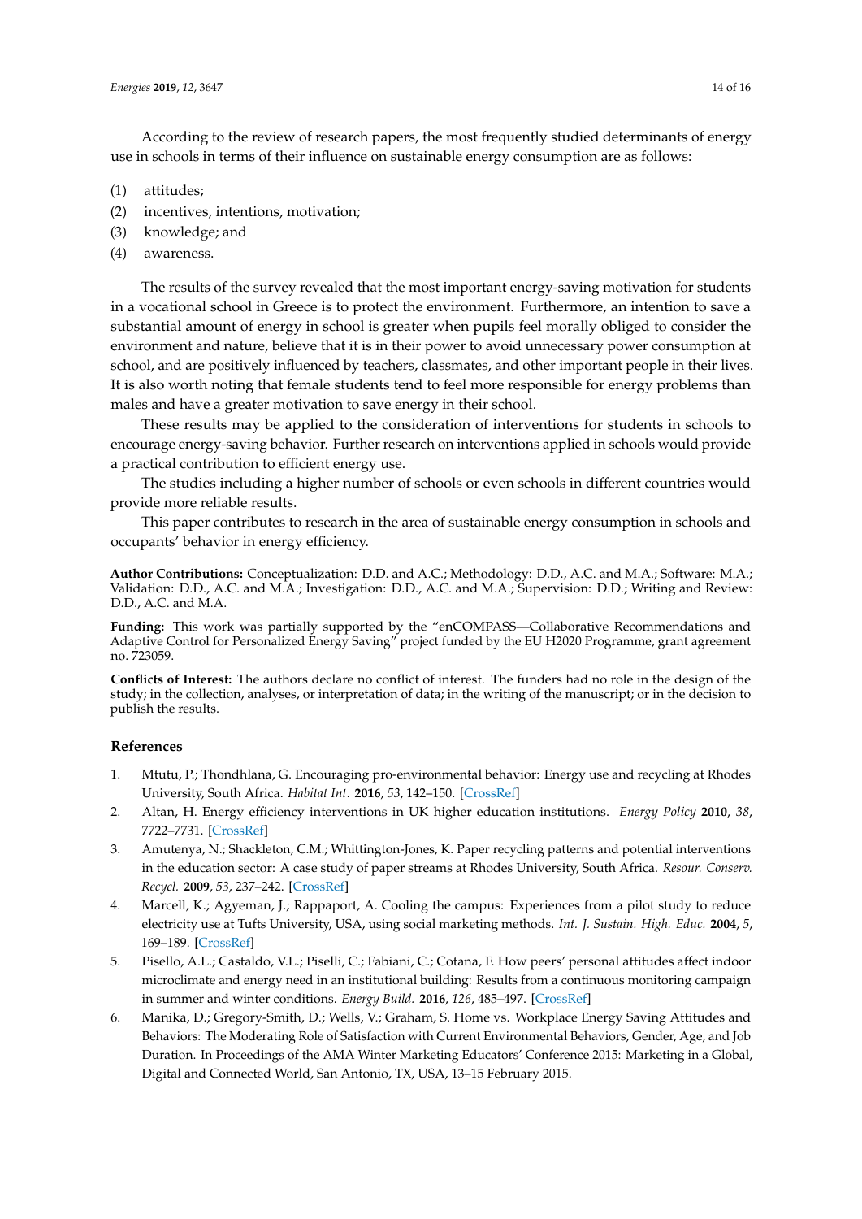According to the review of research papers, the most frequently studied determinants of energy use in schools in terms of their influence on sustainable energy consumption are as follows:

(1) attitudes;
(2) incentives, intentions, motivation;
(3) knowledge; and
(4) awareness.

The results of the survey revealed that the most important energy-saving motivation for students in a vocational school in Greece is to protect the environment. Furthermore, an intention to save a substantial amount of energy in school is greater when pupils feel morally obliged to consider the environment and nature, believe that it is in their power to avoid unnecessary power consumption at school, and are positively influenced by teachers, classmates, and other important people in their lives. It is also worth noting that female students tend to feel more responsible for energy problems than males and have a greater motivation to save energy in their school.

These results may be applied to the consideration of interventions for students in schools to encourage energy-saving behavior. Further research on interventions applied in schools would provide a practical contribution to efficient energy use.

The studies including a higher number of schools or even schools in different countries would provide more reliable results.

This paper contributes to research in the area of sustainable energy consumption in schools and occupants' behavior in energy efficiency.

**Author Contributions:** Conceptualization: D.D. and A.C.; Methodology: D.D., A.C. and M.A.; Software: M.A.; Validation: D.D., A.C. and M.A.; Investigation: D.D., A.C. and M.A.; Supervision: D.D.; Writing and Review: D.D., A.C. and M.A.

**Funding:** This work was partially supported by the "enCOMPASS—Collaborative Recommendations and Adaptive Control for Personalized Energy Saving" project funded by the EU H2020 Programme, grant agreement no. 723059.

**Conflicts of Interest:** The authors declare no conflict of interest. The funders had no role in the design of the study; in the collection, analyses, or interpretation of data; in the writing of the manuscript; or in the decision to publish the results.

## References

1. Mtutu, P.; Thondhlana, G. Encouraging pro-environmental behavior: Energy use and recycling at Rhodes University, South Africa. *Habitat Int.* **2016**, *53*, 142–150. [CrossRef]
2. Altan, H. Energy efficiency interventions in UK higher education institutions. *Energy Policy* **2010**, *38*, 7722–7731. [CrossRef]
3. Amutenya, N.; Shackleton, C.M.; Whittington-Jones, K. Paper recycling patterns and potential interventions in the education sector: A case study of paper streams at Rhodes University, South Africa. *Resour. Conserv. Recycl.* **2009**, *53*, 237–242. [CrossRef]
4. Marcell, K.; Agyeman, J.; Rappaport, A. Cooling the campus: Experiences from a pilot study to reduce electricity use at Tufts University, USA, using social marketing methods. *Int. J. Sustain. High. Educ.* **2004**, *5*, 169–189. [CrossRef]
5. Pisello, A.L.; Castaldo, V.L.; Piselli, C.; Fabiani, C.; Cotana, F. How peers' personal attitudes affect indoor microclimate and energy need in an institutional building: Results from a continuous monitoring campaign in summer and winter conditions. *Energy Build.* **2016**, *126*, 485–497. [CrossRef]
6. Manika, D.; Gregory-Smith, D.; Wells, V.; Graham, S. Home vs. Workplace Energy Saving Attitudes and Behaviors: The Moderating Role of Satisfaction with Current Environmental Behaviors, Gender, Age, and Job Duration. In Proceedings of the AMA Winter Marketing Educators' Conference 2015: Marketing in a Global, Digital and Connected World, San Antonio, TX, USA, 13–15 February 2015.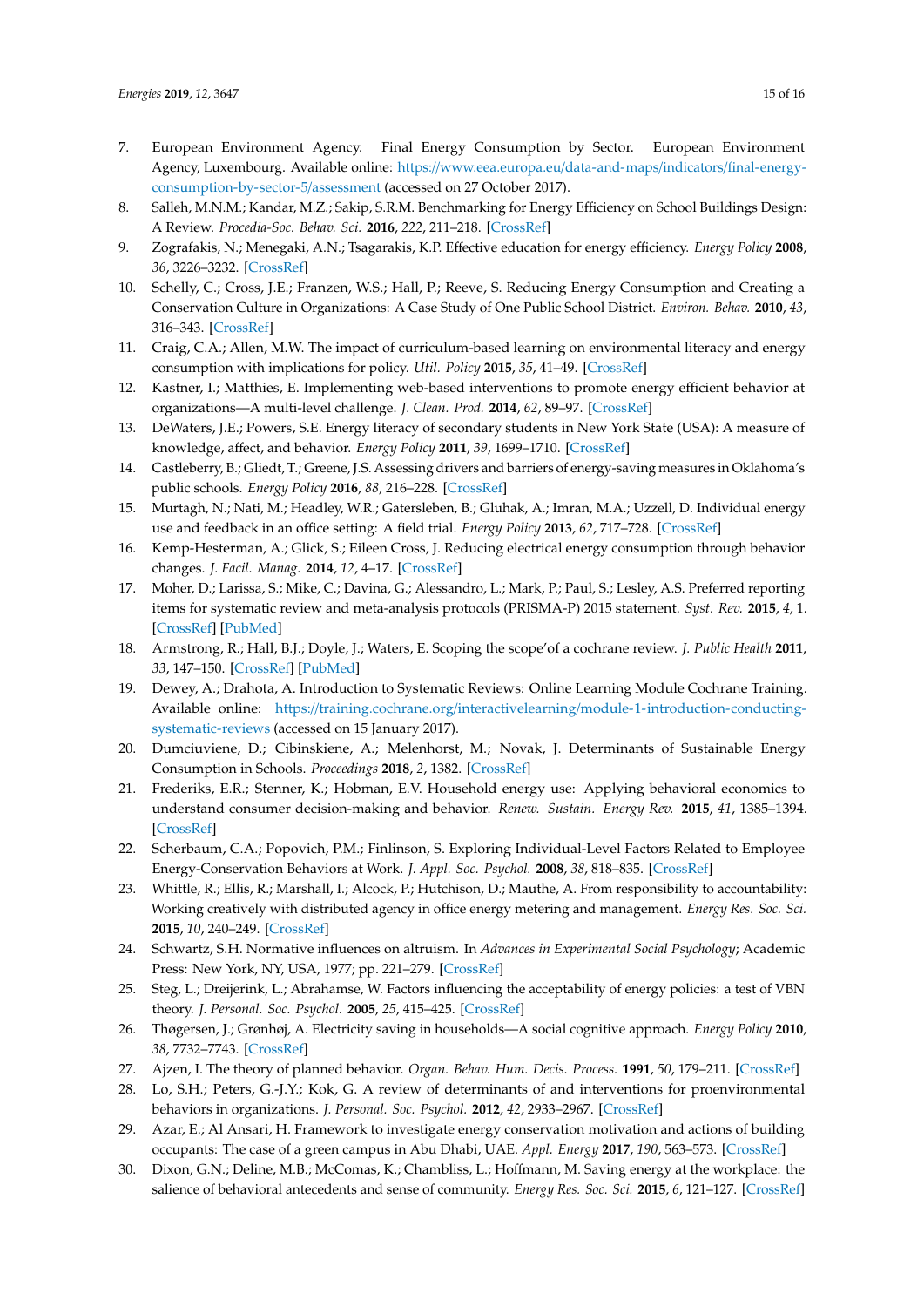7. European Environment Agency. Final Energy Consumption by Sector. European Environment Agency, Luxembourg. Available online: https://www.eea.europa.eu/data-and-maps/indicators/final-energy-consumption-by-sector-5/assessment (accessed on 27 October 2017).
8. Salleh, M.N.M.; Kandar, M.Z.; Sakip, S.R.M. Benchmarking for Energy Efficiency on School Buildings Design: A Review. *Procedia-Soc. Behav. Sci.* **2016**, *222*, 211–218. [CrossRef]
9. Zografakis, N.; Menegaki, A.N.; Tsagarakis, K.P. Effective education for energy efficiency. *Energy Policy* **2008**, *36*, 3226–3232. [CrossRef]
10. Schelly, C.; Cross, J.E.; Franzen, W.S.; Hall, P.; Reeve, S. Reducing Energy Consumption and Creating a Conservation Culture in Organizations: A Case Study of One Public School District. *Environ. Behav.* **2010**, *43*, 316–343. [CrossRef]
11. Craig, C.A.; Allen, M.W. The impact of curriculum-based learning on environmental literacy and energy consumption with implications for policy. *Util. Policy* **2015**, *35*, 41–49. [CrossRef]
12. Kastner, I.; Matthies, E. Implementing web-based interventions to promote energy efficient behavior at organizations—A multi-level challenge. *J. Clean. Prod.* **2014**, *62*, 89–97. [CrossRef]
13. DeWaters, J.E.; Powers, S.E. Energy literacy of secondary students in New York State (USA): A measure of knowledge, affect, and behavior. *Energy Policy* **2011**, *39*, 1699–1710. [CrossRef]
14. Castleberry, B.; Gliedt, T.; Greene, J.S. Assessing drivers and barriers of energy-saving measures in Oklahoma's public schools. *Energy Policy* **2016**, *88*, 216–228. [CrossRef]
15. Murtagh, N.; Nati, M.; Headley, W.R.; Gatersleben, B.; Gluhak, A.; Imran, M.A.; Uzzell, D. Individual energy use and feedback in an office setting: A field trial. *Energy Policy* **2013**, *62*, 717–728. [CrossRef]
16. Kemp-Hesterman, A.; Glick, S.; Eileen Cross, J. Reducing electrical energy consumption through behavior changes. *J. Facil. Manag.* **2014**, *12*, 4–17. [CrossRef]
17. Moher, D.; Larissa, S.; Mike, C.; Davina, G.; Alessandro, L.; Mark, P.; Paul, S.; Lesley, A.S. Preferred reporting items for systematic review and meta-analysis protocols (PRISMA-P) 2015 statement. *Syst. Rev.* **2015**, *4*, 1. [CrossRef] [PubMed]
18. Armstrong, R.; Hall, B.J.; Doyle, J.; Waters, E. Scoping the scope'of a cochrane review. *J. Public Health* **2011**, *33*, 147–150. [CrossRef] [PubMed]
19. Dewey, A.; Drahota, A. Introduction to Systematic Reviews: Online Learning Module Cochrane Training. Available online: https://training.cochrane.org/interactivelearning/module-1-introduction-conducting-systematic-reviews (accessed on 15 January 2017).
20. Dumciuviene, D.; Cibinskiene, A.; Melenhorst, M.; Novak, J. Determinants of Sustainable Energy Consumption in Schools. *Proceedings* **2018**, *2*, 1382. [CrossRef]
21. Frederiks, E.R.; Stenner, K.; Hobman, E.V. Household energy use: Applying behavioral economics to understand consumer decision-making and behavior. *Renew. Sustain. Energy Rev.* **2015**, *41*, 1385–1394. [CrossRef]
22. Scherbaum, C.A.; Popovich, P.M.; Finlinson, S. Exploring Individual-Level Factors Related to Employee Energy-Conservation Behaviors at Work. *J. Appl. Soc. Psychol.* **2008**, *38*, 818–835. [CrossRef]
23. Whittle, R.; Ellis, R.; Marshall, I.; Alcock, P.; Hutchison, D.; Mauthe, A. From responsibility to accountability: Working creatively with distributed agency in office energy metering and management. *Energy Res. Soc. Sci.* **2015**, *10*, 240–249. [CrossRef]
24. Schwartz, S.H. Normative influences on altruism. In *Advances in Experimental Social Psychology*; Academic Press: New York, NY, USA, 1977; pp. 221–279. [CrossRef]
25. Steg, L.; Dreijerink, L.; Abrahamse, W. Factors influencing the acceptability of energy policies: a test of VBN theory. *J. Personal. Soc. Psychol.* **2005**, *25*, 415–425. [CrossRef]
26. Thøgersen, J.; Grønhøj, A. Electricity saving in households—A social cognitive approach. *Energy Policy* **2010**, *38*, 7732–7743. [CrossRef]
27. Ajzen, I. The theory of planned behavior. *Organ. Behav. Hum. Decis. Process.* **1991**, *50*, 179–211. [CrossRef]
28. Lo, S.H.; Peters, G.-J.Y.; Kok, G. A review of determinants of and interventions for proenvironmental behaviors in organizations. *J. Personal. Soc. Psychol.* **2012**, *42*, 2933–2967. [CrossRef]
29. Azar, E.; Al Ansari, H. Framework to investigate energy conservation motivation and actions of building occupants: The case of a green campus in Abu Dhabi, UAE. *Appl. Energy* **2017**, *190*, 563–573. [CrossRef]
30. Dixon, G.N.; Deline, M.B.; McComas, K.; Chambliss, L.; Hoffmann, M. Saving energy at the workplace: the salience of behavioral antecedents and sense of community. *Energy Res. Soc. Sci.* **2015**, *6*, 121–127. [CrossRef]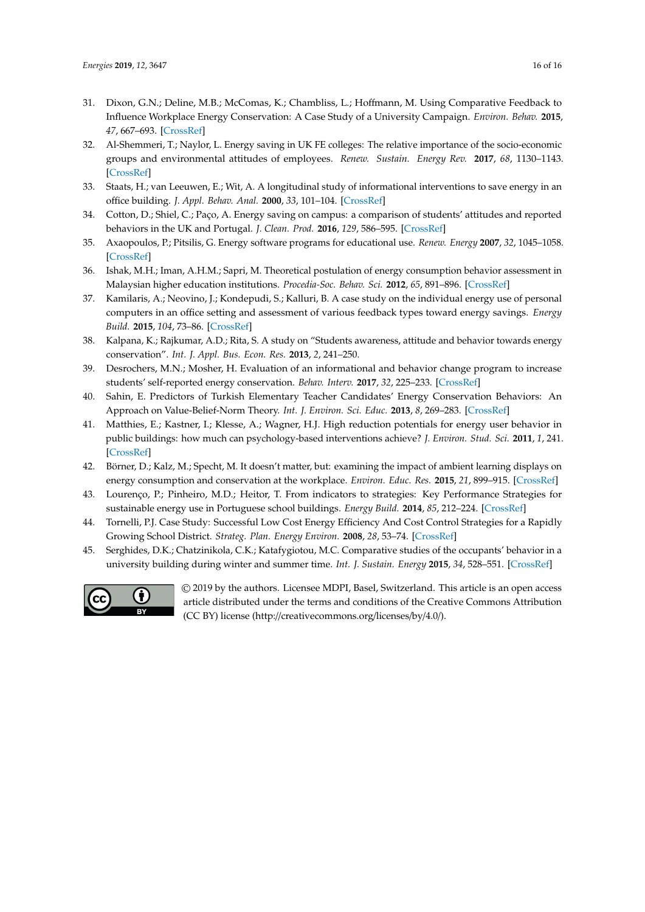31. Dixon, G.N.; Deline, M.B.; McComas, K.; Chambliss, L.; Hoffmann, M. Using Comparative Feedback to Influence Workplace Energy Conservation: A Case Study of a University Campaign. *Environ. Behav.* **2015**, *47*, 667–693. [CrossRef]
32. Al-Shemmeri, T.; Naylor, L. Energy saving in UK FE colleges: The relative importance of the socio-economic groups and environmental attitudes of employees. *Renew. Sustain. Energy Rev.* **2017**, *68*, 1130–1143. [CrossRef]
33. Staats, H.; van Leeuwen, E.; Wit, A. A longitudinal study of informational interventions to save energy in an office building. *J. Appl. Behav. Anal.* **2000**, *33*, 101–104. [CrossRef]
34. Cotton, D.; Shiel, C.; Paço, A. Energy saving on campus: a comparison of students' attitudes and reported behaviors in the UK and Portugal. *J. Clean. Prod.* **2016**, *129*, 586–595. [CrossRef]
35. Axaopoulos, P.; Pitsilis, G. Energy software programs for educational use. *Renew. Energy* **2007**, *32*, 1045–1058. [CrossRef]
36. Ishak, M.H.; Iman, A.H.M.; Sapri, M. Theoretical postulation of energy consumption behavior assessment in Malaysian higher education institutions. *Procedia-Soc. Behav. Sci.* **2012**, *65*, 891–896. [CrossRef]
37. Kamilaris, A.; Neovino, J.; Kondepudi, S.; Kalluri, B. A case study on the individual energy use of personal computers in an office setting and assessment of various feedback types toward energy savings. *Energy Build.* **2015**, *104*, 73–86. [CrossRef]
38. Kalpana, K.; Rajkumar, A.D.; Rita, S. A study on "Students awareness, attitude and behavior towards energy conservation". *Int. J. Appl. Bus. Econ. Res.* **2013**, *2*, 241–250.
39. Desrochers, M.N.; Mosher, H. Evaluation of an informational and behavior change program to increase students' self-reported energy conservation. *Behav. Interv.* **2017**, *32*, 225–233. [CrossRef]
40. Sahin, E. Predictors of Turkish Elementary Teacher Candidates' Energy Conservation Behaviors: An Approach on Value-Belief-Norm Theory. *Int. J. Environ. Sci. Educ.* **2013**, *8*, 269–283. [CrossRef]
41. Matthies, E.; Kastner, I.; Klesse, A.; Wagner, H.J. High reduction potentials for energy user behavior in public buildings: how much can psychology-based interventions achieve? *J. Environ. Stud. Sci.* **2011**, *1*, 241. [CrossRef]
42. Börner, D.; Kalz, M.; Specht, M. It doesn't matter, but: examining the impact of ambient learning displays on energy consumption and conservation at the workplace. *Environ. Educ. Res.* **2015**, *21*, 899–915. [CrossRef]
43. Lourenço, P.; Pinheiro, M.D.; Heitor, T. From indicators to strategies: Key Performance Strategies for sustainable energy use in Portuguese school buildings. *Energy Build.* **2014**, *85*, 212–224. [CrossRef]
44. Tornelli, P.J. Case Study: Successful Low Cost Energy Efficiency And Cost Control Strategies for a Rapidly Growing School District. *Strateg. Plan. Energy Environ.* **2008**, *28*, 53–74. [CrossRef]
45. Serghides, D.K.; Chatzinikola, C.K.; Katafygiotou, M.C. Comparative studies of the occupants' behavior in a university building during winter and summer time. *Int. J. Sustain. Energy* **2015**, *34*, 528–551. [CrossRef]

© 2019 by the authors. Licensee MDPI, Basel, Switzerland. This article is an open access article distributed under the terms and conditions of the Creative Commons Attribution (CC BY) license (http://creativecommons.org/licenses/by/4.0/).